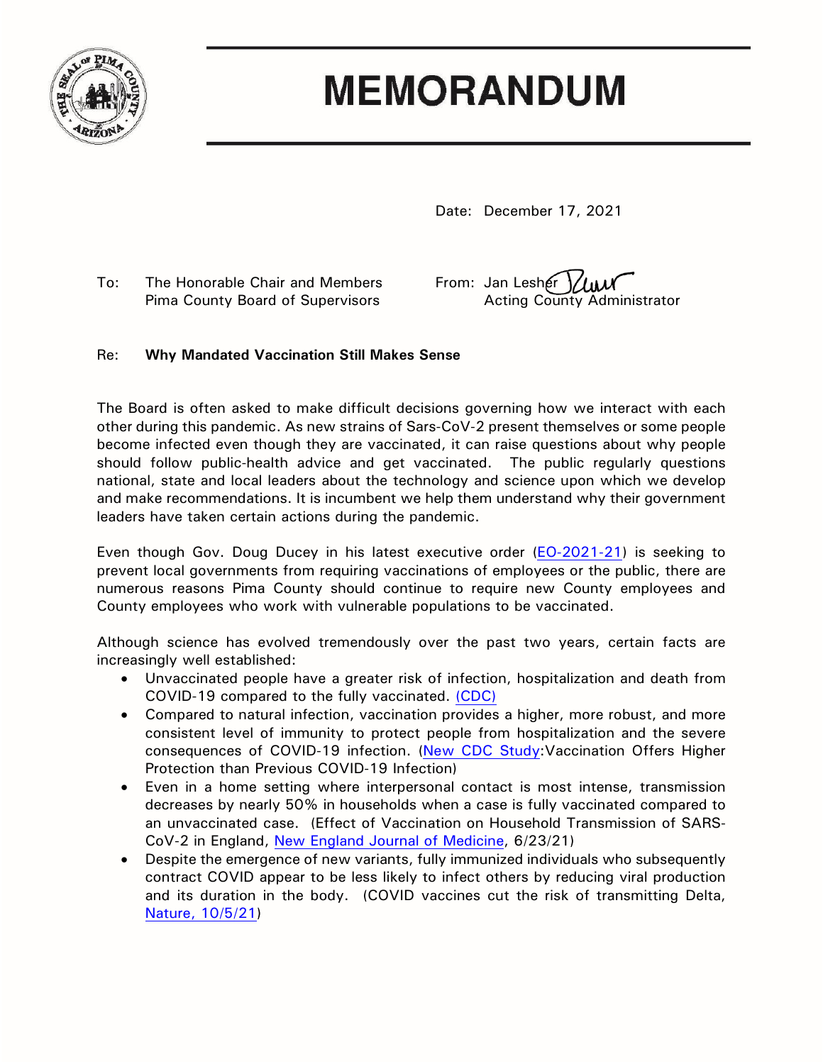# MEMORANDUM

Date: December 17, 2021

To: The Honorable Chair and Members
Pima County Board of Supervisors

From: Jan Lesher
Acting County Administrator

Re: **Why Mandated Vaccination Still Makes Sense**

The Board is often asked to make difficult decisions governing how we interact with each other during this pandemic. As new strains of Sars-CoV-2 present themselves or some people become infected even though they are vaccinated, it can raise questions about why people should follow public-health advice and get vaccinated. The public regularly questions national, state and local leaders about the technology and science upon which we develop and make recommendations. It is incumbent we help them understand why their government leaders have taken certain actions during the pandemic.

Even though Gov. Doug Ducey in his latest executive order (EO-2021-21) is seeking to prevent local governments from requiring vaccinations of employees or the public, there are numerous reasons Pima County should continue to require new County employees and County employees who work with vulnerable populations to be vaccinated.

Although science has evolved tremendously over the past two years, certain facts are increasingly well established:

- Unvaccinated people have a greater risk of infection, hospitalization and death from COVID-19 compared to the fully vaccinated. (CDC)
- Compared to natural infection, vaccination provides a higher, more robust, and more consistent level of immunity to protect people from hospitalization and the severe consequences of COVID-19 infection. (New CDC Study:Vaccination Offers Higher Protection than Previous COVID-19 Infection)
- Even in a home setting where interpersonal contact is most intense, transmission decreases by nearly 50% in households when a case is fully vaccinated compared to an unvaccinated case. (Effect of Vaccination on Household Transmission of SARS-CoV-2 in England, New England Journal of Medicine, 6/23/21)
- Despite the emergence of new variants, fully immunized individuals who subsequently contract COVID appear to be less likely to infect others by reducing viral production and its duration in the body. (COVID vaccines cut the risk of transmitting Delta, Nature, 10/5/21)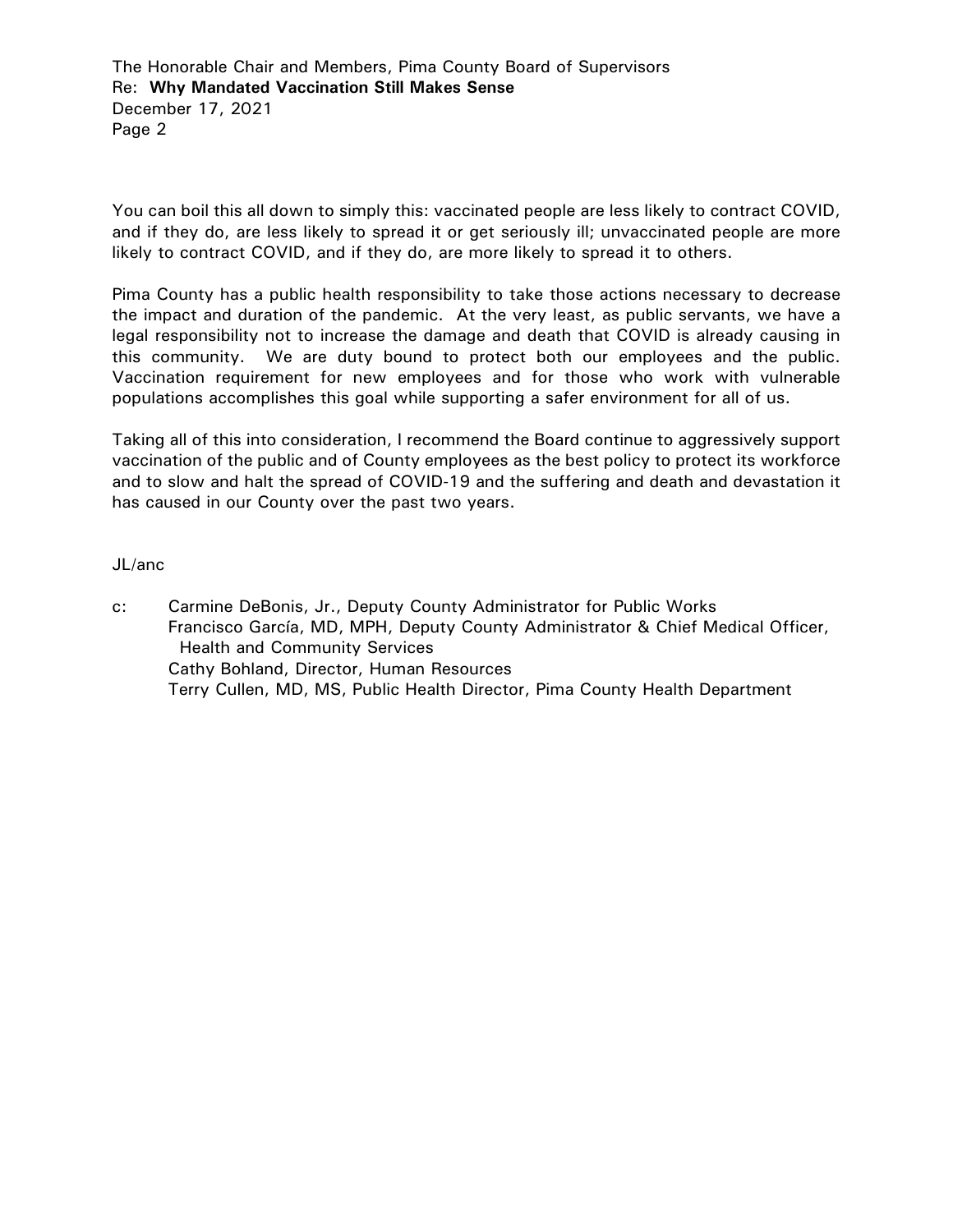You can boil this all down to simply this: vaccinated people are less likely to contract COVID, and if they do, are less likely to spread it or get seriously ill; unvaccinated people are more likely to contract COVID, and if they do, are more likely to spread it to others.

Pima County has a public health responsibility to take those actions necessary to decrease the impact and duration of the pandemic. At the very least, as public servants, we have a legal responsibility not to increase the damage and death that COVID is already causing in this community. We are duty bound to protect both our employees and the public. Vaccination requirement for new employees and for those who work with vulnerable populations accomplishes this goal while supporting a safer environment for all of us.

Taking all of this into consideration, I recommend the Board continue to aggressively support vaccination of the public and of County employees as the best policy to protect its workforce and to slow and halt the spread of COVID-19 and the suffering and death and devastation it has caused in our County over the past two years.

JL/anc

c: Carmine DeBonis, Jr., Deputy County Administrator for Public Works
Francisco García, MD, MPH, Deputy County Administrator & Chief Medical Officer, Health and Community Services
Cathy Bohland, Director, Human Resources
Terry Cullen, MD, MS, Public Health Director, Pima County Health Department